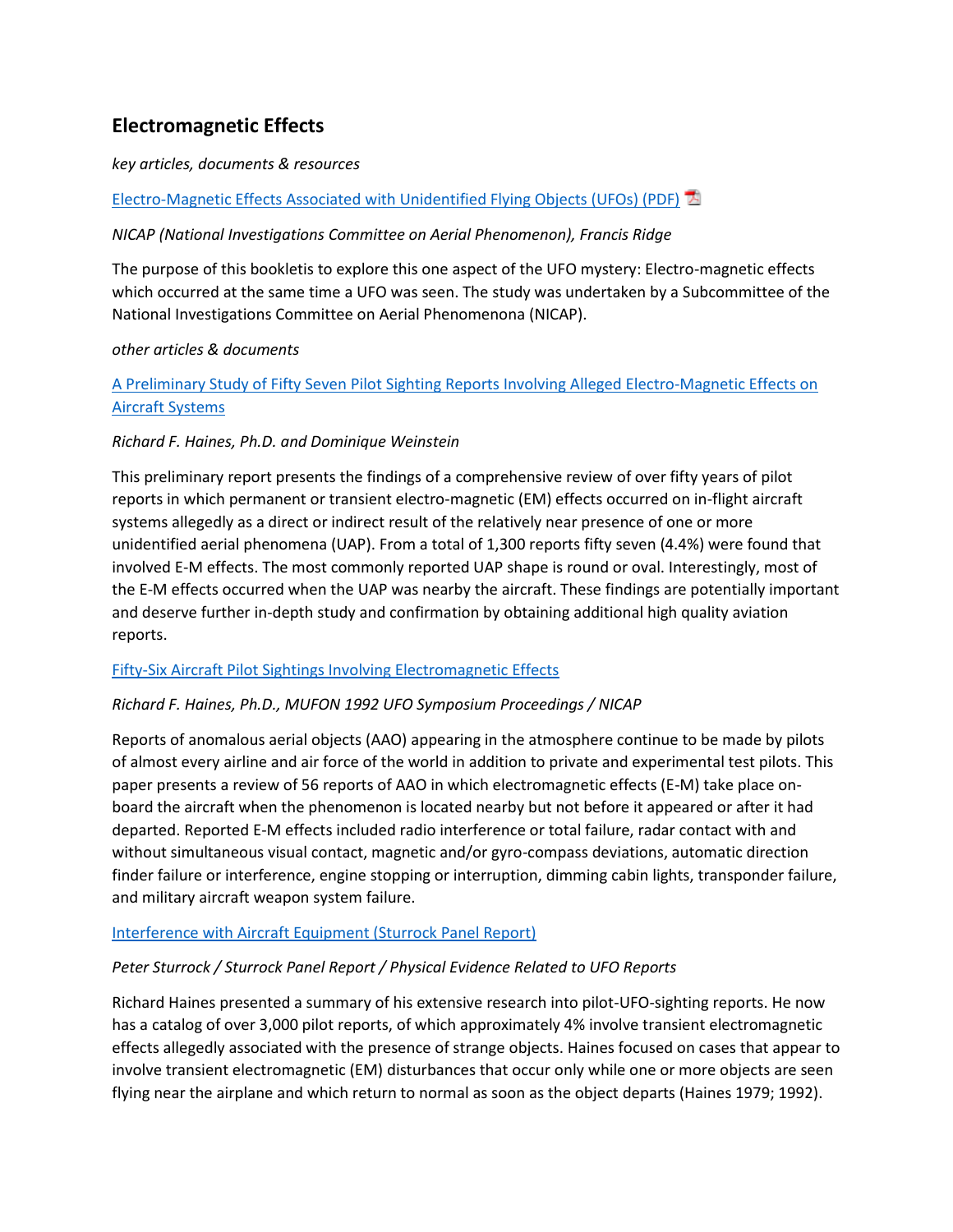## Electromagnetic Effects

*key articles, documents & resources*

Electro-Magnetic Effects Associated with Unidentified Flying Objects (UFOs) (PDF)

*NICAP (National Investigations Committee on Aerial Phenomenon), Francis Ridge*

The purpose of this bookletis to explore this one aspect of the UFO mystery: Electro-magnetic effects which occurred at the same time a UFO was seen. The study was undertaken by a Subcommittee of the National Investigations Committee on Aerial Phenomenona (NICAP).

*other articles & documents*

A Preliminary Study of Fifty Seven Pilot Sighting Reports Involving Alleged Electro-Magnetic Effects on Aircraft Systems

*Richard F. Haines, Ph.D. and Dominique Weinstein*

This preliminary report presents the findings of a comprehensive review of over fifty years of pilot reports in which permanent or transient electro-magnetic (EM) effects occurred on in-flight aircraft systems allegedly as a direct or indirect result of the relatively near presence of one or more unidentified aerial phenomena (UAP). From a total of 1,300 reports fifty seven (4.4%) were found that involved E-M effects. The most commonly reported UAP shape is round or oval. Interestingly, most of the E-M effects occurred when the UAP was nearby the aircraft. These findings are potentially important and deserve further in-depth study and confirmation by obtaining additional high quality aviation reports.

Fifty-Six Aircraft Pilot Sightings Involving Electromagnetic Effects

*Richard F. Haines, Ph.D., MUFON 1992 UFO Symposium Proceedings / NICAP*

Reports of anomalous aerial objects (AAO) appearing in the atmosphere continue to be made by pilots of almost every airline and air force of the world in addition to private and experimental test pilots. This paper presents a review of 56 reports of AAO in which electromagnetic effects (E-M) take place on-board the aircraft when the phenomenon is located nearby but not before it appeared or after it had departed. Reported E-M effects included radio interference or total failure, radar contact with and without simultaneous visual contact, magnetic and/or gyro-compass deviations, automatic direction finder failure or interference, engine stopping or interruption, dimming cabin lights, transponder failure, and military aircraft weapon system failure.

Interference with Aircraft Equipment (Sturrock Panel Report)

*Peter Sturrock / Sturrock Panel Report / Physical Evidence Related to UFO Reports*

Richard Haines presented a summary of his extensive research into pilot-UFO-sighting reports. He now has a catalog of over 3,000 pilot reports, of which approximately 4% involve transient electromagnetic effects allegedly associated with the presence of strange objects. Haines focused on cases that appear to involve transient electromagnetic (EM) disturbances that occur only while one or more objects are seen flying near the airplane and which return to normal as soon as the object departs (Haines 1979; 1992).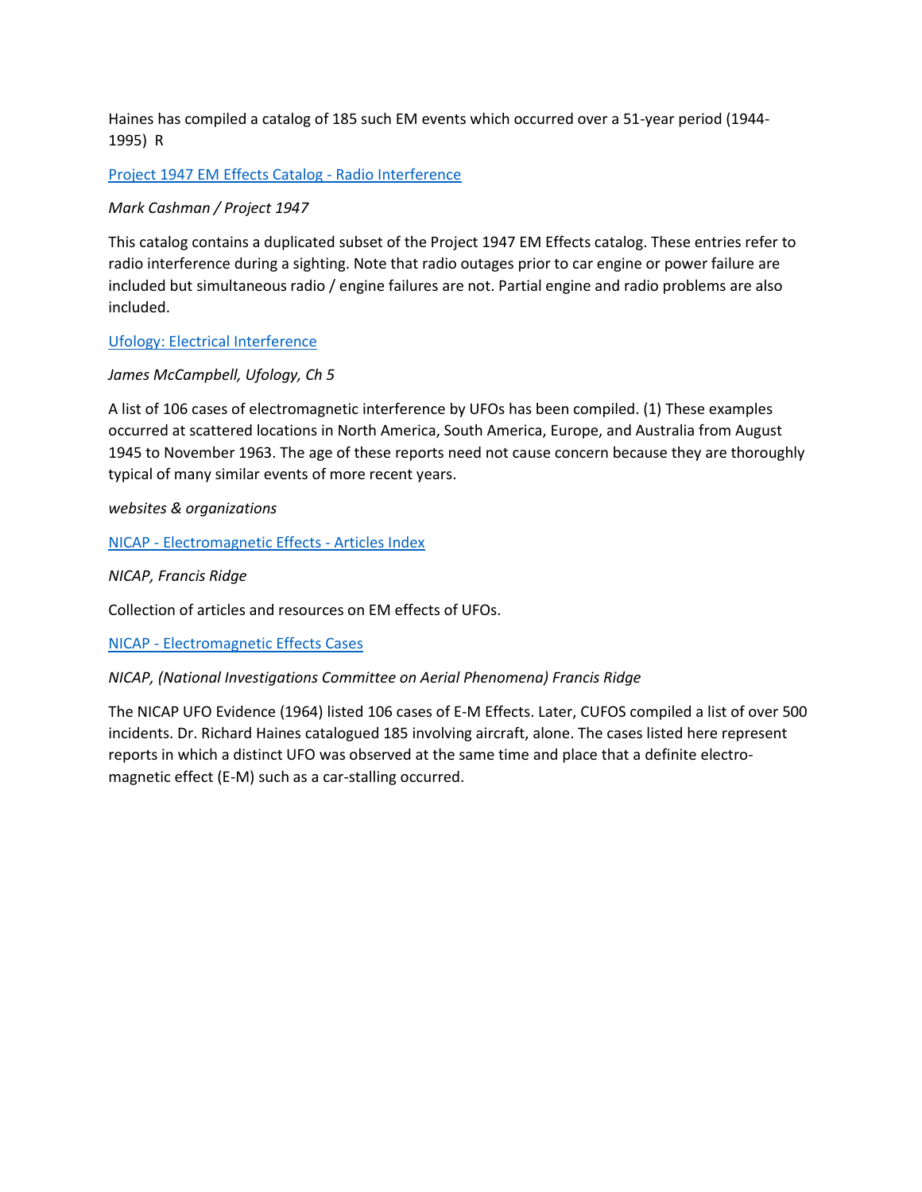Haines has compiled a catalog of 185 such EM events which occurred over a 51-year period (1944-1995) R

Project 1947 EM Effects Catalog - Radio Interference

*Mark Cashman / Project 1947*

This catalog contains a duplicated subset of the Project 1947 EM Effects catalog. These entries refer to radio interference during a sighting. Note that radio outages prior to car engine or power failure are included but simultaneous radio / engine failures are not. Partial engine and radio problems are also included.

Ufology: Electrical Interference

*James McCampbell, Ufology, Ch 5*

A list of 106 cases of electromagnetic interference by UFOs has been compiled. (1) These examples occurred at scattered locations in North America, South America, Europe, and Australia from August 1945 to November 1963. The age of these reports need not cause concern because they are thoroughly typical of many similar events of more recent years.

*websites & organizations*

NICAP - Electromagnetic Effects - Articles Index

*NICAP, Francis Ridge*

Collection of articles and resources on EM effects of UFOs.

NICAP - Electromagnetic Effects Cases

*NICAP, (National Investigations Committee on Aerial Phenomena) Francis Ridge*

The NICAP UFO Evidence (1964) listed 106 cases of E-M Effects. Later, CUFOS compiled a list of over 500 incidents. Dr. Richard Haines catalogued 185 involving aircraft, alone. The cases listed here represent reports in which a distinct UFO was observed at the same time and place that a definite electro-magnetic effect (E-M) such as a car-stalling occurred.